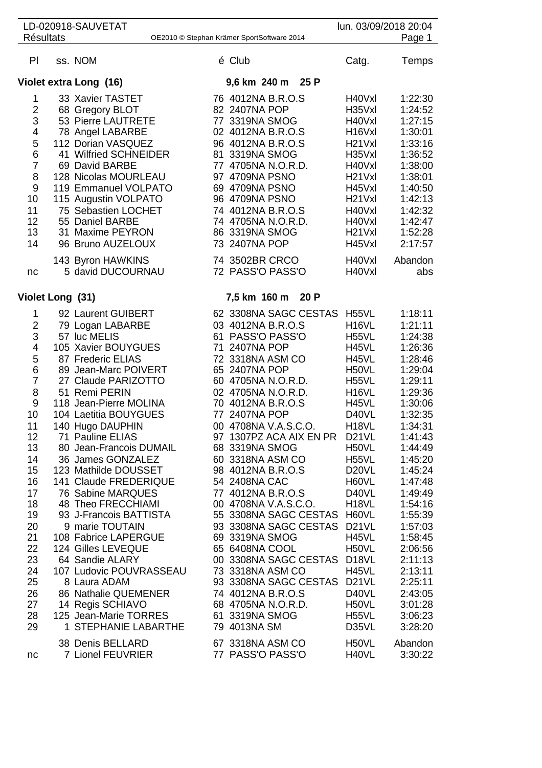LD-020918-SAUVETAT lun. 03/09/2018 20:04

Résultats

| Pl | ss. | NOM | é | Club | Catg. | Temps |
|---|---|---|---|---|---|---|
| **Violet extra Long (16)** | | | | **9,6 km 240 m 25 P** | | |
| 1 | 33 | Xavier TASTET | 76 | 4012NA B.R.O.S | H40Vxl | 1:22:30 |
| 2 | 68 | Gregory BLOT | 82 | 2407NA POP | H35Vxl | 1:24:52 |
| 3 | 53 | Pierre LAUTRETE | 77 | 3319NA SMOG | H40Vxl | 1:27:15 |
| 4 | 78 | Angel LABARBE | 02 | 4012NA B.R.O.S | H16Vxl | 1:30:01 |
| 5 | 112 | Dorian VASQUEZ | 96 | 4012NA B.R.O.S | H21Vxl | 1:33:16 |
| 6 | 41 | Wilfried SCHNEIDER | 81 | 3319NA SMOG | H35Vxl | 1:36:52 |
| 7 | 69 | David BARBE | 77 | 4705NA N.O.R.D. | H40Vxl | 1:38:00 |
| 8 | 128 | Nicolas MOURLEAU | 97 | 4709NA PSNO | H21Vxl | 1:38:01 |
| 9 | 119 | Emmanuel VOLPATO | 69 | 4709NA PSNO | H45Vxl | 1:40:50 |
| 10 | 115 | Augustin VOLPATO | 96 | 4709NA PSNO | H21Vxl | 1:42:13 |
| 11 | 75 | Sebastien LOCHET | 74 | 4012NA B.R.O.S | H40Vxl | 1:42:32 |
| 12 | 55 | Daniel BARBE | 74 | 4705NA N.O.R.D. | H40Vxl | 1:42:47 |
| 13 | 31 | Maxime PEYRON | 86 | 3319NA SMOG | H21Vxl | 1:52:28 |
| 14 | 96 | Bruno AUZELOUX | 73 | 2407NA POP | H45Vxl | 2:17:57 |
| | 143 | Byron HAWKINS | 74 | 3502BR CRCO | H40Vxl | Abandon |
| nc | 5 | david DUCOURNAU | 72 | PASS'O PASS'O | H40Vxl | abs |
| **Violet Long (31)** | | | | **7,5 km 160 m 20 P** | | |
| 1 | 92 | Laurent GUIBERT | 62 | 3308NA SAGC CESTAS | H55VL | 1:18:11 |
| 2 | 79 | Logan LABARBE | 03 | 4012NA B.R.O.S | H16VL | 1:21:11 |
| 3 | 57 | luc MELIS | 61 | PASS'O PASS'O | H55VL | 1:24:38 |
| 4 | 105 | Xavier BOUYGUES | 71 | 2407NA POP | H45VL | 1:26:36 |
| 5 | 87 | Frederic ELIAS | 72 | 3318NA ASM CO | H45VL | 1:28:46 |
| 6 | 89 | Jean-Marc POIVERT | 65 | 2407NA POP | H50VL | 1:29:04 |
| 7 | 27 | Claude PARIZOTTO | 60 | 4705NA N.O.R.D. | H55VL | 1:29:11 |
| 8 | 51 | Remi PERIN | 02 | 4705NA N.O.R.D. | H16VL | 1:29:36 |
| 9 | 118 | Jean-Pierre MOLINA | 70 | 4012NA B.R.O.S | H45VL | 1:30:06 |
| 10 | 104 | Laetitia BOUYGUES | 77 | 2407NA POP | D40VL | 1:32:35 |
| 11 | 140 | Hugo DAUPHIN | 00 | 4708NA V.A.S.C.O. | H18VL | 1:34:31 |
| 12 | 71 | Pauline ELIAS | 97 | 1307PZ ACA AIX EN PR | D21VL | 1:41:43 |
| 13 | 80 | Jean-Francois DUMAIL | 68 | 3319NA SMOG | H50VL | 1:44:49 |
| 14 | 36 | James GONZALEZ | 60 | 3318NA ASM CO | H55VL | 1:45:20 |
| 15 | 123 | Mathilde DOUSSET | 98 | 4012NA B.R.O.S | D20VL | 1:45:24 |
| 16 | 141 | Claude FREDERIQUE | 54 | 2408NA CAC | H60VL | 1:47:48 |
| 17 | 76 | Sabine MARQUES | 77 | 4012NA B.R.O.S | D40VL | 1:49:49 |
| 18 | 48 | Theo FRECCHIAMI | 00 | 4708NA V.A.S.C.O. | H18VL | 1:54:16 |
| 19 | 93 | J-Francois BATTISTA | 55 | 3308NA SAGC CESTAS | H60VL | 1:55:39 |
| 20 | 9 | marie TOUTAIN | 93 | 3308NA SAGC CESTAS | D21VL | 1:57:03 |
| 21 | 108 | Fabrice LAPERGUE | 69 | 3319NA SMOG | H45VL | 1:58:45 |
| 22 | 124 | Gilles LEVEQUE | 65 | 6408NA COOL | H50VL | 2:06:56 |
| 23 | 64 | Sandie ALARY | 00 | 3308NA SAGC CESTAS | D18VL | 2:11:13 |
| 24 | 107 | Ludovic POUVRASSEAU | 73 | 3318NA ASM CO | H45VL | 2:13:11 |
| 25 | 8 | Laura ADAM | 93 | 3308NA SAGC CESTAS | D21VL | 2:25:11 |
| 26 | 86 | Nathalie QUEMENER | 74 | 4012NA B.R.O.S | D40VL | 2:43:05 |
| 27 | 14 | Regis SCHIAVO | 68 | 4705NA N.O.R.D. | H50VL | 3:01:28 |
| 28 | 125 | Jean-Marie TORRES | 61 | 3319NA SMOG | H55VL | 3:06:23 |
| 29 | 1 | STEPHANIE LABARTHE | 79 | 4013NA SM | D35VL | 3:28:20 |
| | 38 | Denis BELLARD | 67 | 3318NA ASM CO | H50VL | Abandon |
| nc | 7 | Lionel FEUVRIER | 77 | PASS'O PASS'O | H40VL | 3:30:22 |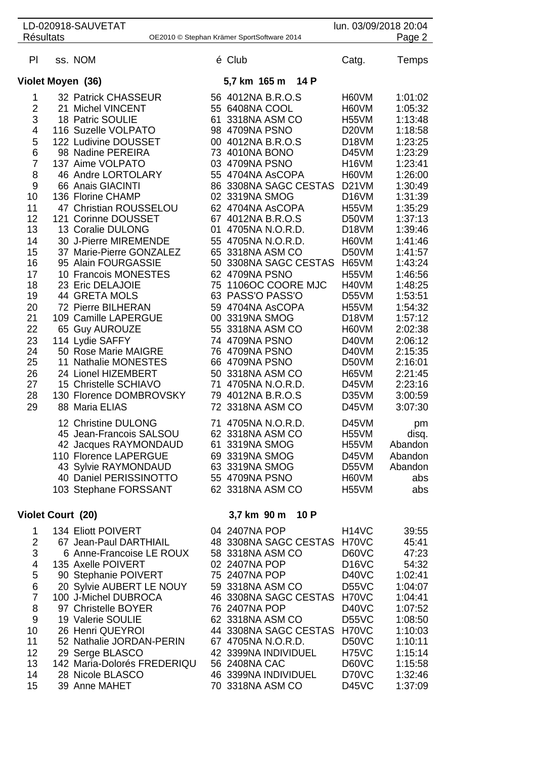| Pl | ss. | NOM | é | Club | Catg. | Temps |
|---|---|---|---|---|---|---|
| **Violet Moyen (36)** | | | | **5,7 km 165 m 14 P** | | |
| 1 | 32 | Patrick CHASSEUR | 56 | 4012NA B.R.O.S | H60VM | 1:01:02 |
| 2 | 21 | Michel VINCENT | 55 | 6408NA COOL | H60VM | 1:05:32 |
| 3 | 18 | Patric SOULIE | 61 | 3318NA ASM CO | H55VM | 1:13:48 |
| 4 | 116 | Suzelle VOLPATO | 98 | 4709NA PSNO | D20VM | 1:18:58 |
| 5 | 122 | Ludivine DOUSSET | 00 | 4012NA B.R.O.S | D18VM | 1:23:25 |
| 6 | 98 | Nadine PEREIRA | 73 | 4010NA BONO | D45VM | 1:23:29 |
| 7 | 137 | Aime VOLPATO | 03 | 4709NA PSNO | H16VM | 1:23:41 |
| 8 | 46 | Andre LORTOLARY | 55 | 4704NA AsCOPA | H60VM | 1:26:00 |
| 9 | 66 | Anais GIACINTI | 86 | 3308NA SAGC CESTAS | D21VM | 1:30:49 |
| 10 | 136 | Florine CHAMP | 02 | 3319NA SMOG | D16VM | 1:31:39 |
| 11 | 47 | Christian ROUSSELOU | 62 | 4704NA AsCOPA | H55VM | 1:35:29 |
| 12 | 121 | Corinne DOUSSET | 67 | 4012NA B.R.O.S | D50VM | 1:37:13 |
| 13 | 13 | Coralie DULONG | 01 | 4705NA N.O.R.D. | D18VM | 1:39:46 |
| 14 | 30 | J-Pierre MIREMENDE | 55 | 4705NA N.O.R.D. | H60VM | 1:41:46 |
| 15 | 37 | Marie-Pierre GONZALEZ | 65 | 3318NA ASM CO | D50VM | 1:41:57 |
| 16 | 95 | Alain FOURGASSIE | 50 | 3308NA SAGC CESTAS | H65VM | 1:43:24 |
| 17 | 10 | Francois MONESTES | 62 | 4709NA PSNO | H55VM | 1:46:56 |
| 18 | 23 | Eric DELAJOIE | 75 | 1106OC COORE MJC | H40VM | 1:48:25 |
| 19 | 44 | GRETA MOLS | 63 | PASS'O PASS'O | D55VM | 1:53:51 |
| 20 | 72 | Pierre BILHERAN | 59 | 4704NA AsCOPA | H55VM | 1:54:32 |
| 21 | 109 | Camille LAPERGUE | 00 | 3319NA SMOG | D18VM | 1:57:12 |
| 22 | 65 | Guy AUROUZE | 55 | 3318NA ASM CO | H60VM | 2:02:38 |
| 23 | 114 | Lydie SAFFY | 74 | 4709NA PSNO | D40VM | 2:06:12 |
| 24 | 50 | Rose Marie MAIGRE | 76 | 4709NA PSNO | D40VM | 2:15:35 |
| 25 | 11 | Nathalie MONESTES | 66 | 4709NA PSNO | D50VM | 2:16:01 |
| 26 | 24 | Lionel HIZEMBERT | 50 | 3318NA ASM CO | H65VM | 2:21:45 |
| 27 | 15 | Christelle SCHIAVO | 71 | 4705NA N.O.R.D. | D45VM | 2:23:16 |
| 28 | 130 | Florence DOMBROVSKY | 79 | 4012NA B.R.O.S | D35VM | 3:00:59 |
| 29 | 88 | Maria ELIAS | 72 | 3318NA ASM CO | D45VM | 3:07:30 |
| | 12 | Christine DULONG | 71 | 4705NA N.O.R.D. | D45VM | pm |
| | 45 | Jean-Francois SALSOU | 62 | 3318NA ASM CO | H55VM | disq. |
| | 42 | Jacques RAYMONDAUD | 61 | 3319NA SMOG | H55VM | Abandon |
| | 110 | Florence LAPERGUE | 69 | 3319NA SMOG | D45VM | Abandon |
| | 43 | Sylvie RAYMONDAUD | 63 | 3319NA SMOG | D55VM | Abandon |
| | 40 | Daniel PERISSINOTTO | 55 | 4709NA PSNO | H60VM | abs |
| | 103 | Stephane FORSSANT | 62 | 3318NA ASM CO | H55VM | abs |
| **Violet Court (20)** | | | | **3,7 km 90 m 10 P** | | |
| 1 | 134 | Eliott POIVERT | 04 | 2407NA POP | H14VC | 39:55 |
| 2 | 67 | Jean-Paul DARTHIAIL | 48 | 3308NA SAGC CESTAS | H70VC | 45:41 |
| 3 | 6 | Anne-Francoise LE ROUX | 58 | 3318NA ASM CO | D60VC | 47:23 |
| 4 | 135 | Axelle POIVERT | 02 | 2407NA POP | D16VC | 54:32 |
| 5 | 90 | Stephanie POIVERT | 75 | 2407NA POP | D40VC | 1:02:41 |
| 6 | 20 | Sylvie AUBERT LE NOUY | 59 | 3318NA ASM CO | D55VC | 1:04:07 |
| 7 | 100 | J-Michel DUBROCA | 46 | 3308NA SAGC CESTAS | H70VC | 1:04:41 |
| 8 | 97 | Christelle BOYER | 76 | 2407NA POP | D40VC | 1:07:52 |
| 9 | 19 | Valerie SOULIE | 62 | 3318NA ASM CO | D55VC | 1:08:50 |
| 10 | 26 | Henri QUEYROI | 44 | 3308NA SAGC CESTAS | H70VC | 1:10:03 |
| 11 | 52 | Nathalie JORDAN-PERIN | 67 | 4705NA N.O.R.D. | D50VC | 1:10:11 |
| 12 | 29 | Serge BLASCO | 42 | 3399NA INDIVIDUEL | H75VC | 1:15:14 |
| 13 | 142 | Maria-Dolorés FREDERIQU | 56 | 2408NA CAC | D60VC | 1:15:58 |
| 14 | 28 | Nicole BLASCO | 46 | 3399NA INDIVIDUEL | D70VC | 1:32:46 |
| 15 | 39 | Anne MAHET | 70 | 3318NA ASM CO | D45VC | 1:37:09 |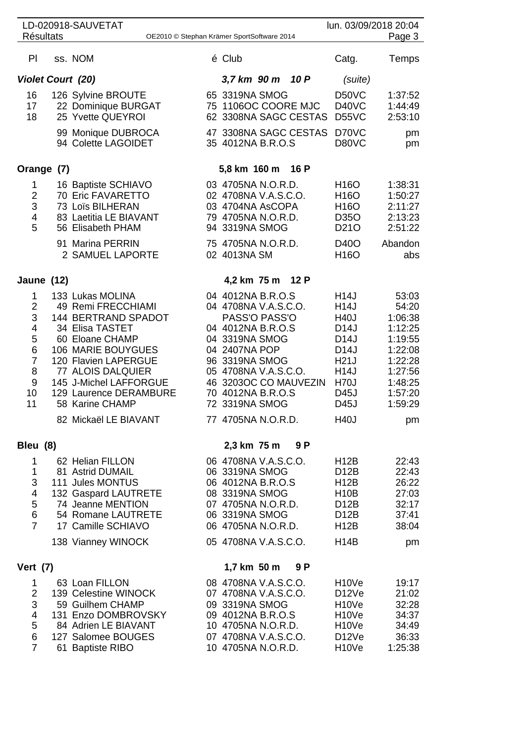| Pl | ss. | NOM | é | Club | Catg. | Temps |
|---|---|---|---|---|---|---|
| ***Violet Court (20)*** | | | | ***3,7 km 90 m 10 P*** | *(suite)* | |
| 16 | 126 | Sylvine BROUTE | 65 | 3319NA SMOG | D50VC | 1:37:52 |
| 17 | 22 | Dominique BURGAT | 75 | 1106OC COORE MJC | D40VC | 1:44:49 |
| 18 | 25 | Yvette QUEYROI | 62 | 3308NA SAGC CESTAS | D55VC | 2:53:10 |
| | 99 | Monique DUBROCA | 47 | 3308NA SAGC CESTAS | D70VC | pm |
| | 94 | Colette LAGOIDET | 35 | 4012NA B.R.O.S | D80VC | pm |
| **Orange (7)** | | | | **5,8 km 160 m 16 P** | | |
| 1 | 16 | Baptiste SCHIAVO | 03 | 4705NA N.O.R.D. | H16O | 1:38:31 |
| 2 | 70 | Eric FAVARETTO | 02 | 4708NA V.A.S.C.O. | H16O | 1:50:27 |
| 3 | 73 | Loïs BILHERAN | 03 | 4704NA AsCOPA | H16O | 2:11:27 |
| 4 | 83 | Laetitia LE BIAVANT | 79 | 4705NA N.O.R.D. | D35O | 2:13:23 |
| 5 | 56 | Elisabeth PHAM | 94 | 3319NA SMOG | D21O | 2:51:22 |
| | 91 | Marina PERRIN | 75 | 4705NA N.O.R.D. | D40O | Abandon |
| | 2 | SAMUEL LAPORTE | 02 | 4013NA SM | H16O | abs |
| **Jaune (12)** | | | | **4,2 km 75 m 12 P** | | |
| 1 | 133 | Lukas MOLINA | 04 | 4012NA B.R.O.S | H14J | 53:03 |
| 2 | 49 | Remi FRECCHIAMI | 04 | 4708NA V.A.S.C.O. | H14J | 54:20 |
| 3 | 144 | BERTRAND SPADOT | | PASS'O PASS'O | H40J | 1:06:38 |
| 4 | 34 | Elisa TASTET | 04 | 4012NA B.R.O.S | D14J | 1:12:25 |
| 5 | 60 | Eloane CHAMP | 04 | 3319NA SMOG | D14J | 1:19:55 |
| 6 | 106 | MARIE BOUYGUES | 04 | 2407NA POP | D14J | 1:22:08 |
| 7 | 120 | Flavien LAPERGUE | 96 | 3319NA SMOG | H21J | 1:22:28 |
| 8 | 77 | ALOIS DALQUIER | 05 | 4708NA V.A.S.C.O. | H14J | 1:27:56 |
| 9 | 145 | J-Michel LAFFORGUE | 46 | 3203OC CO MAUVEZIN | H70J | 1:48:25 |
| 10 | 129 | Laurence DERAMBURE | 70 | 4012NA B.R.O.S | D45J | 1:57:20 |
| 11 | 58 | Karine CHAMP | 72 | 3319NA SMOG | D45J | 1:59:29 |
| | 82 | Mickaël LE BIAVANT | 77 | 4705NA N.O.R.D. | H40J | pm |
| **Bleu (8)** | | | | **2,3 km 75 m 9 P** | | |
| 1 | 62 | Helian FILLON | 06 | 4708NA V.A.S.C.O. | H12B | 22:43 |
| 1 | 81 | Astrid DUMAIL | 06 | 3319NA SMOG | D12B | 22:43 |
| 3 | 111 | Jules MONTUS | 06 | 4012NA B.R.O.S | H12B | 26:22 |
| 4 | 132 | Gaspard LAUTRETE | 08 | 3319NA SMOG | H10B | 27:03 |
| 5 | 74 | Jeanne MENTION | 07 | 4705NA N.O.R.D. | D12B | 32:17 |
| 6 | 54 | Romane LAUTRETE | 06 | 3319NA SMOG | D12B | 37:41 |
| 7 | 17 | Camille SCHIAVO | 06 | 4705NA N.O.R.D. | H12B | 38:04 |
| | 138 | Vianney WINOCK | 05 | 4708NA V.A.S.C.O. | H14B | pm |
| **Vert (7)** | | | | **1,7 km 50 m 9 P** | | |
| 1 | 63 | Loan FILLON | 08 | 4708NA V.A.S.C.O. | H10Ve | 19:17 |
| 2 | 139 | Celestine WINOCK | 07 | 4708NA V.A.S.C.O. | D12Ve | 21:02 |
| 3 | 59 | Guilhem CHAMP | 09 | 3319NA SMOG | H10Ve | 32:28 |
| 4 | 131 | Enzo DOMBROVSKY | 09 | 4012NA B.R.O.S | H10Ve | 34:37 |
| 5 | 84 | Adrien LE BIAVANT | 10 | 4705NA N.O.R.D. | H10Ve | 34:49 |
| 6 | 127 | Salomee BOUGES | 07 | 4708NA V.A.S.C.O. | D12Ve | 36:33 |
| 7 | 61 | Baptiste RIBO | 10 | 4705NA N.O.R.D. | H10Ve | 1:25:38 |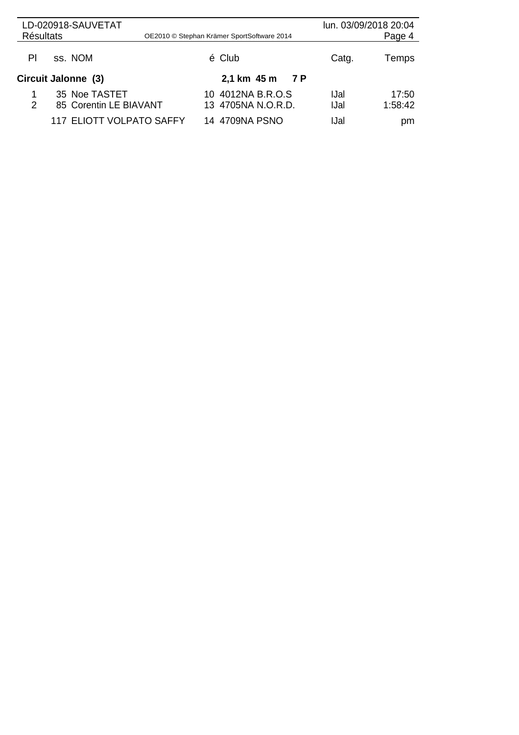| Pl | ss. NOM | é Club | Catg. | Temps |
|---|---|---|---|---|
| **Circuit Jalonne (3)** | | **2,1 km 45 m 7 P** | | |
| 1 | 35 Noe TASTET | 10 4012NA B.R.O.S | lJal | 17:50 |
| 2 | 85 Corentin LE BIAVANT | 13 4705NA N.O.R.D. | lJal | 1:58:42 |
| | 117 ELIOTT VOLPATO SAFFY | 14 4709NA PSNO | lJal | pm |